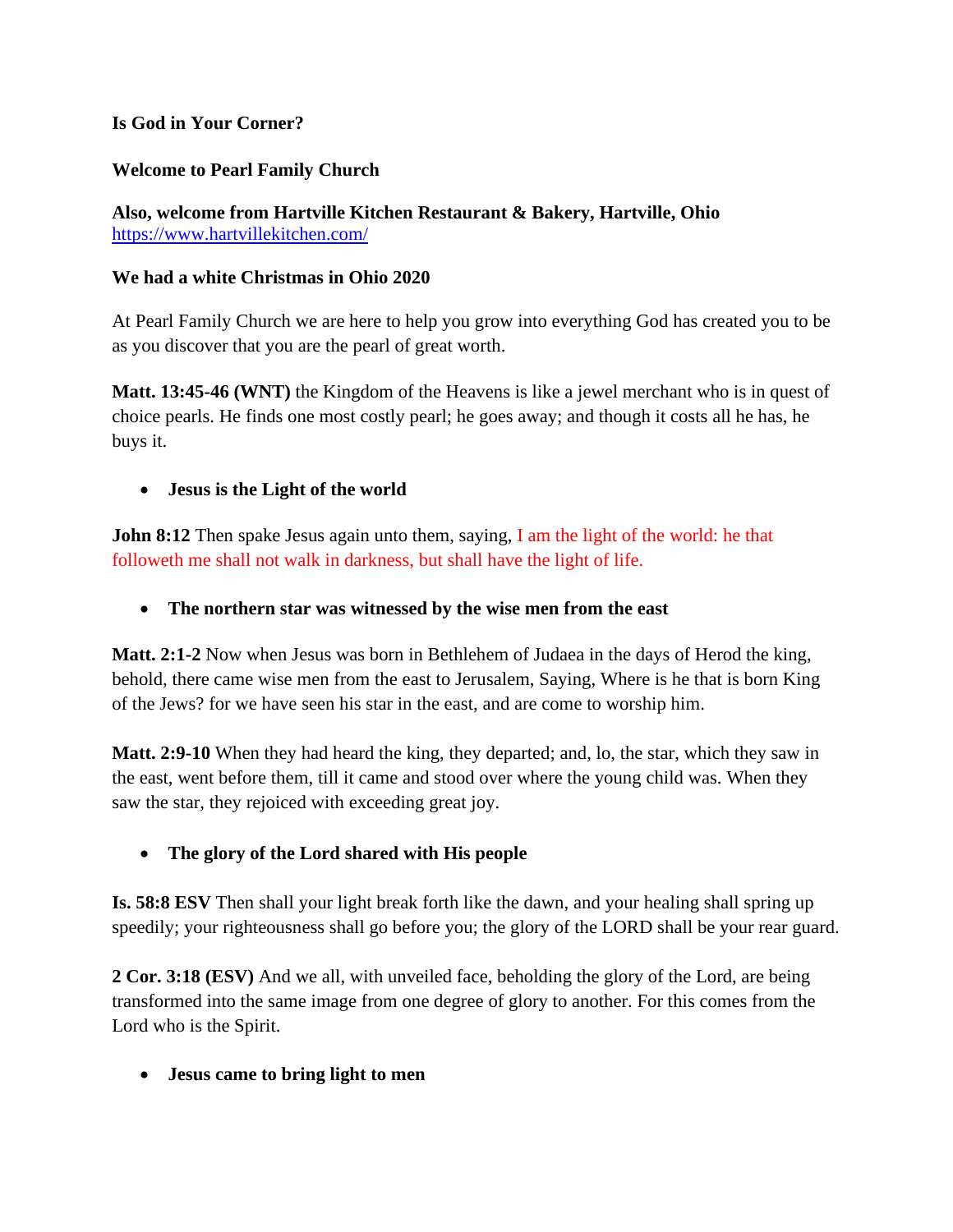**Is God in Your Corner?**

**Welcome to Pearl Family Church**

**Also, welcome from Hartville Kitchen Restaurant & Bakery, Hartville, Ohio**
https://www.hartvillekitchen.com/

**We had a white Christmas in Ohio 2020**

At Pearl Family Church we are here to help you grow into everything God has created you to be as you discover that you are the pearl of great worth.

**Matt. 13:45-46 (WNT)** the Kingdom of the Heavens is like a jewel merchant who is in quest of choice pearls. He finds one most costly pearl; he goes away; and though it costs all he has, he buys it.

- **Jesus is the Light of the world**

**John 8:12** Then spake Jesus again unto them, saying, I am the light of the world: he that followeth me shall not walk in darkness, but shall have the light of life.

- **The northern star was witnessed by the wise men from the east**

**Matt. 2:1-2** Now when Jesus was born in Bethlehem of Judaea in the days of Herod the king, behold, there came wise men from the east to Jerusalem, Saying, Where is he that is born King of the Jews? for we have seen his star in the east, and are come to worship him.

**Matt. 2:9-10** When they had heard the king, they departed; and, lo, the star, which they saw in the east, went before them, till it came and stood over where the young child was. When they saw the star, they rejoiced with exceeding great joy.

- **The glory of the Lord shared with His people**

**Is. 58:8 ESV** Then shall your light break forth like the dawn, and your healing shall spring up speedily; your righteousness shall go before you; the glory of the LORD shall be your rear guard.

**2 Cor. 3:18 (ESV)** And we all, with unveiled face, beholding the glory of the Lord, are being transformed into the same image from one degree of glory to another. For this comes from the Lord who is the Spirit.

- **Jesus came to bring light to men**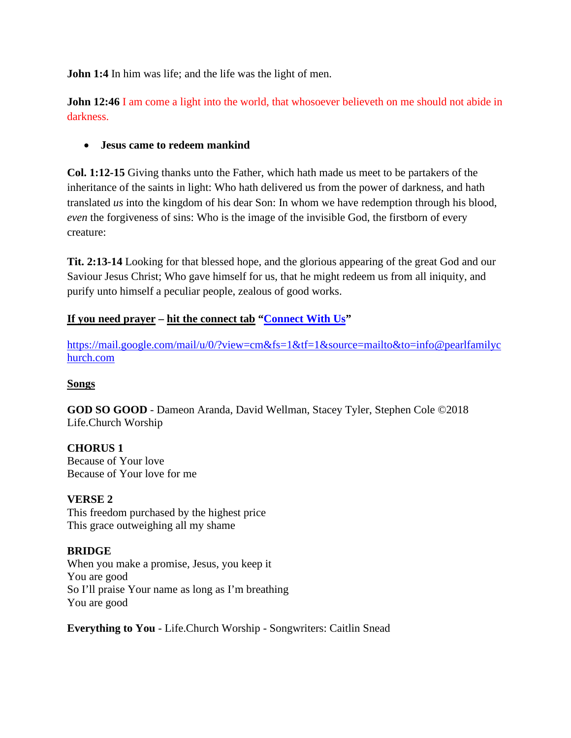**John 1:4** In him was life; and the life was the light of men.

**John 12:46** I am come a light into the world, that whosoever believeth on me should not abide in darkness.

- **Jesus came to redeem mankind**

**Col. 1:12-15** Giving thanks unto the Father, which hath made us meet to be partakers of the inheritance of the saints in light: Who hath delivered us from the power of darkness, and hath translated *us* into the kingdom of his dear Son: In whom we have redemption through his blood, *even* the forgiveness of sins: Who is the image of the invisible God, the firstborn of every creature:

**Tit. 2:13-14** Looking for that blessed hope, and the glorious appearing of the great God and our Saviour Jesus Christ; Who gave himself for us, that he might redeem us from all iniquity, and purify unto himself a peculiar people, zealous of good works.

**If you need prayer – hit the connect tab "Connect With Us"**

https://mail.google.com/mail/u/0/?view=cm&fs=1&tf=1&source=mailto&to=info@pearlfamilychurch.com

**Songs**

**GOD SO GOOD** - Dameon Aranda, David Wellman, Stacey Tyler, Stephen Cole ©2018 Life.Church Worship

**CHORUS 1**
Because of Your love
Because of Your love for me

**VERSE 2**
This freedom purchased by the highest price
This grace outweighing all my shame

**BRIDGE**
When you make a promise, Jesus, you keep it
You are good
So I'll praise Your name as long as I'm breathing
You are good

**Everything to You** - Life.Church Worship - Songwriters: Caitlin Snead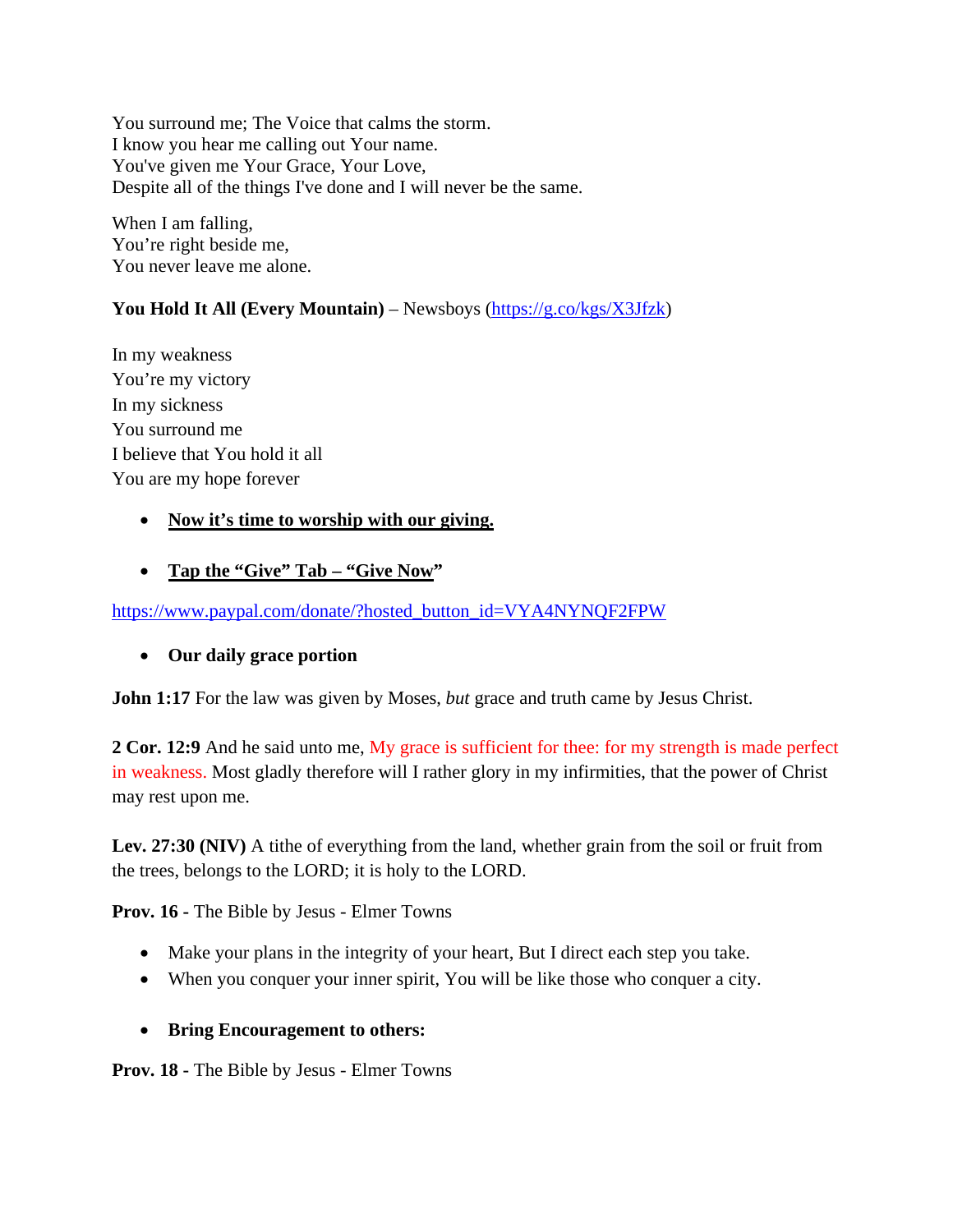You surround me; The Voice that calms the storm.
I know you hear me calling out Your name.
You've given me Your Grace, Your Love,
Despite all of the things I've done and I will never be the same.

When I am falling,
You're right beside me,
You never leave me alone.

**You Hold It All (Every Mountain)** – Newsboys ([https://g.co/kgs/X3Jfzk](https://g.co/kgs/X3Jfzk))

In my weakness
You're my victory
In my sickness
You surround me
I believe that You hold it all
You are my hope forever

- **Now it's time to worship with our giving.**

- **Tap the "Give" Tab – "Give Now"**

[https://www.paypal.com/donate/?hosted_button_id=VYA4NYNQF2FPW](https://www.paypal.com/donate/?hosted_button_id=VYA4NYNQF2FPW)

- **Our daily grace portion**

**John 1:17** For the law was given by Moses, *but* grace and truth came by Jesus Christ.

**2 Cor. 12:9** And he said unto me, My grace is sufficient for thee: for my strength is made perfect in weakness. Most gladly therefore will I rather glory in my infirmities, that the power of Christ may rest upon me.

**Lev. 27:30 (NIV)** A tithe of everything from the land, whether grain from the soil or fruit from the trees, belongs to the LORD; it is holy to the LORD.

**Prov. 16 -** The Bible by Jesus - Elmer Towns

- Make your plans in the integrity of your heart, But I direct each step you take.
- When you conquer your inner spirit, You will be like those who conquer a city.

- **Bring Encouragement to others:**

**Prov. 18 -** The Bible by Jesus - Elmer Towns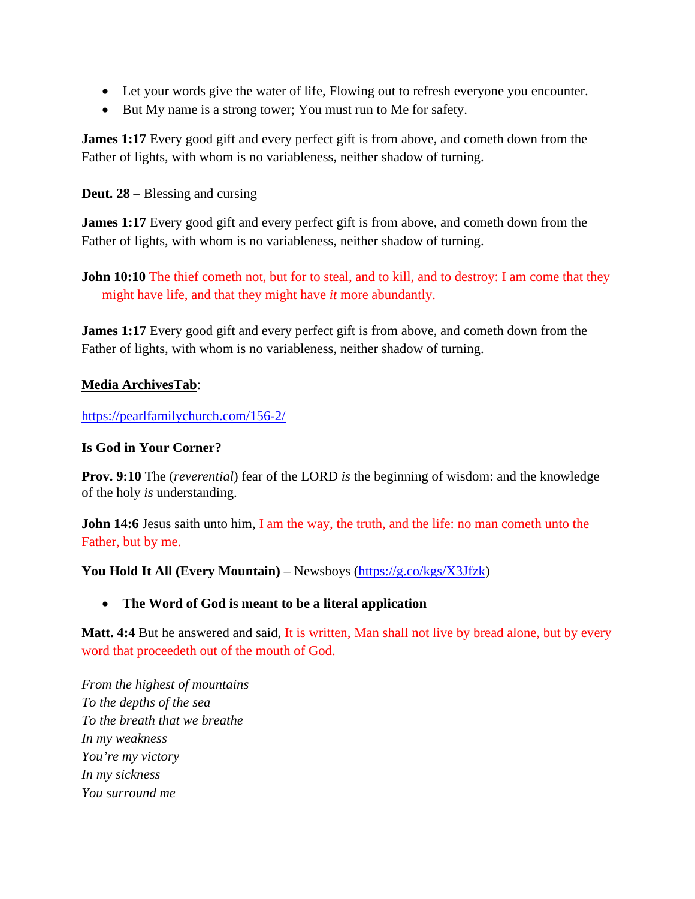- Let your words give the water of life, Flowing out to refresh everyone you encounter.
- But My name is a strong tower; You must run to Me for safety.

**James 1:17** Every good gift and every perfect gift is from above, and cometh down from the Father of lights, with whom is no variableness, neither shadow of turning.

**Deut. 28** – Blessing and cursing

**James 1:17** Every good gift and every perfect gift is from above, and cometh down from the Father of lights, with whom is no variableness, neither shadow of turning.

**John 10:10** The thief cometh not, but for to steal, and to kill, and to destroy: I am come that they might have life, and that they might have *it* more abundantly.

**James 1:17** Every good gift and every perfect gift is from above, and cometh down from the Father of lights, with whom is no variableness, neither shadow of turning.

**Media ArchivesTab**:

https://pearlfamilychurch.com/156-2/

**Is God in Your Corner?**

**Prov. 9:10** The (*reverential*) fear of the LORD *is* the beginning of wisdom: and the knowledge of the holy *is* understanding.

**John 14:6** Jesus saith unto him, I am the way, the truth, and the life: no man cometh unto the Father, but by me.

**You Hold It All (Every Mountain)** – Newsboys (https://g.co/kgs/X3Jfzk)

- **The Word of God is meant to be a literal application**

**Matt. 4:4** But he answered and said, It is written, Man shall not live by bread alone, but by every word that proceedeth out of the mouth of God.

*From the highest of mountains*
*To the depths of the sea*
*To the breath that we breathe*
*In my weakness*
*You're my victory*
*In my sickness*
*You surround me*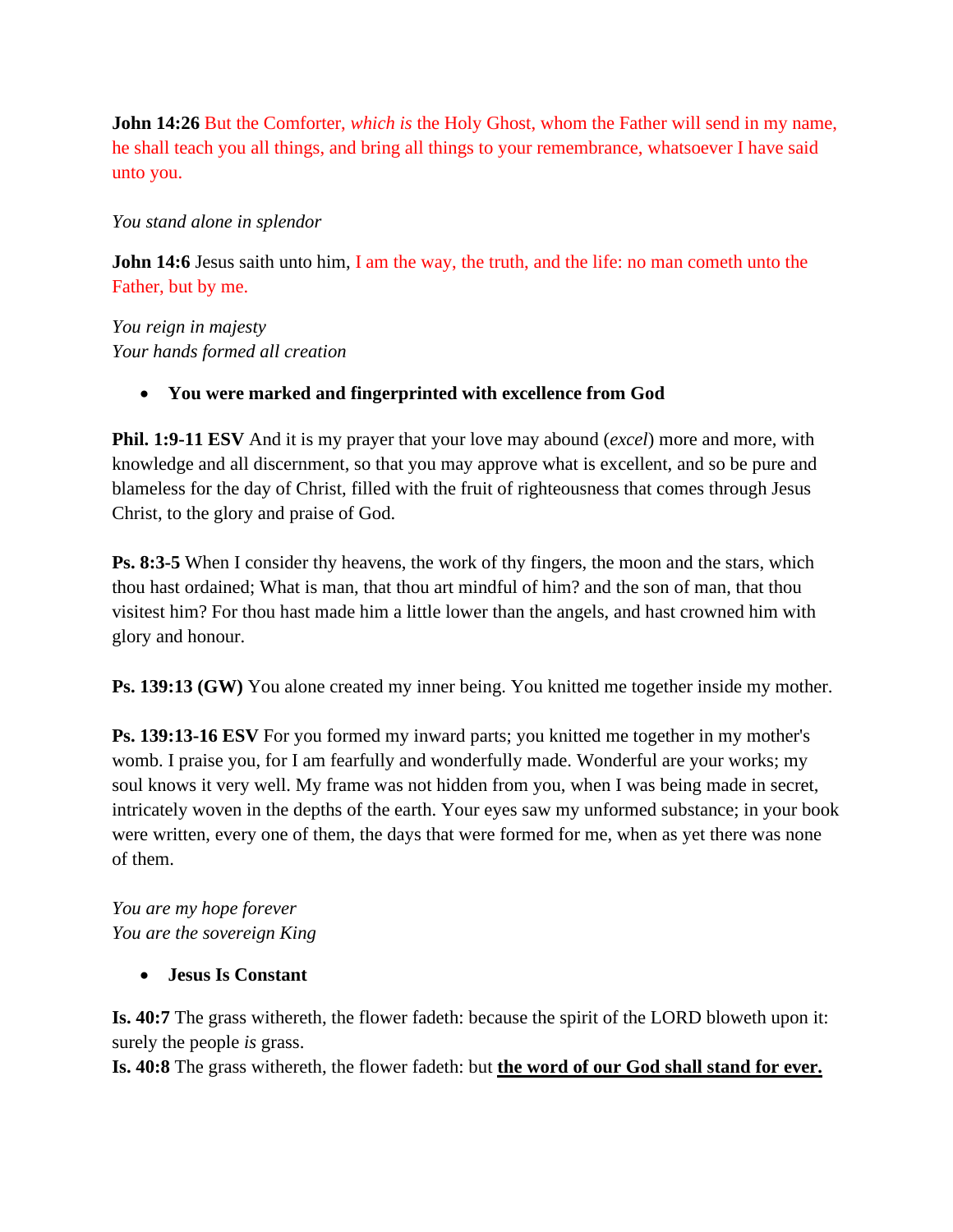**John 14:26** But the Comforter, *which is* the Holy Ghost, whom the Father will send in my name, he shall teach you all things, and bring all things to your remembrance, whatsoever I have said unto you.

*You stand alone in splendor*

**John 14:6** Jesus saith unto him, I am the way, the truth, and the life: no man cometh unto the Father, but by me.

*You reign in majesty*
*Your hands formed all creation*

- **You were marked and fingerprinted with excellence from God**

**Phil. 1:9-11 ESV** And it is my prayer that your love may abound (*excel*) more and more, with knowledge and all discernment, so that you may approve what is excellent, and so be pure and blameless for the day of Christ, filled with the fruit of righteousness that comes through Jesus Christ, to the glory and praise of God.

**Ps. 8:3-5** When I consider thy heavens, the work of thy fingers, the moon and the stars, which thou hast ordained; What is man, that thou art mindful of him? and the son of man, that thou visitest him? For thou hast made him a little lower than the angels, and hast crowned him with glory and honour.

**Ps. 139:13 (GW)** You alone created my inner being. You knitted me together inside my mother.

**Ps. 139:13-16 ESV** For you formed my inward parts; you knitted me together in my mother's womb. I praise you, for I am fearfully and wonderfully made. Wonderful are your works; my soul knows it very well. My frame was not hidden from you, when I was being made in secret, intricately woven in the depths of the earth. Your eyes saw my unformed substance; in your book were written, every one of them, the days that were formed for me, when as yet there was none of them.

*You are my hope forever*
*You are the sovereign King*

- **Jesus Is Constant**

**Is. 40:7** The grass withereth, the flower fadeth: because the spirit of the LORD bloweth upon it: surely the people *is* grass.
**Is. 40:8** The grass withereth, the flower fadeth: but **<u>the word of our God shall stand for ever.</u>**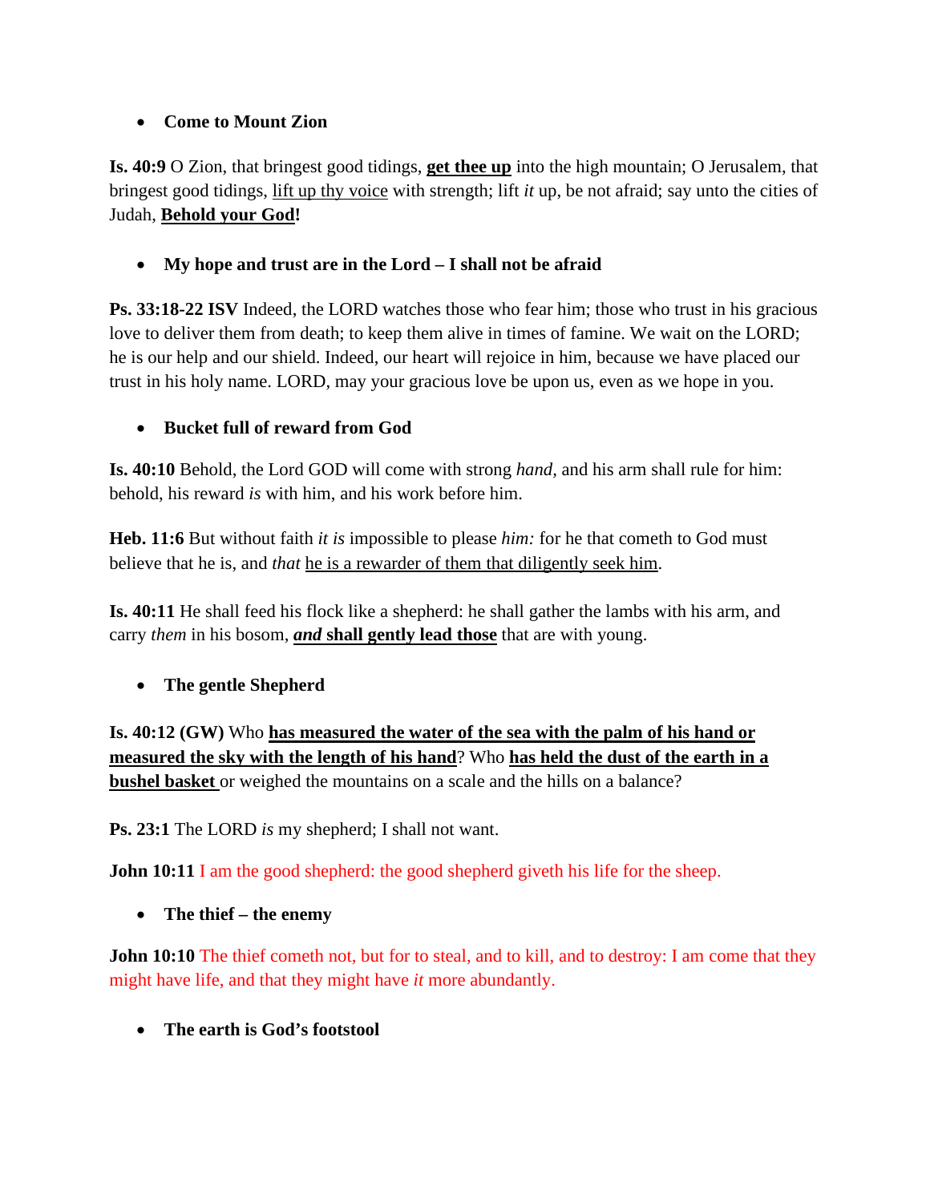- **Come to Mount Zion**

**Is. 40:9** O Zion, that bringest good tidings, <u>**get thee up**</u> into the high mountain; O Jerusalem, that bringest good tidings, <u>lift up thy voice</u> with strength; lift *it* up, be not afraid; say unto the cities of Judah, <u>**Behold your God**</u>**!**

- **My hope and trust are in the Lord – I shall not be afraid**

**Ps. 33:18-22 ISV** Indeed, the LORD watches those who fear him; those who trust in his gracious love to deliver them from death; to keep them alive in times of famine. We wait on the LORD; he is our help and our shield. Indeed, our heart will rejoice in him, because we have placed our trust in his holy name. LORD, may your gracious love be upon us, even as we hope in you.

- **Bucket full of reward from God**

**Is. 40:10** Behold, the Lord GOD will come with strong *hand,* and his arm shall rule for him: behold, his reward *is* with him, and his work before him.

**Heb. 11:6** But without faith *it is* impossible to please *him:* for he that cometh to God must believe that he is, and *that* <u>he is a rewarder of them that diligently seek him</u>.

**Is. 40:11** He shall feed his flock like a shepherd: he shall gather the lambs with his arm, and carry *them* in his bosom, <u>***and*** **shall gently lead those**</u> that are with young.

- **The gentle Shepherd**

**Is. 40:12 (GW)** Who <u>**has measured the water of the sea with the palm of his hand or measured the sky with the length of his hand**</u>? Who <u>**has held the dust of the earth in a bushel basket**</u> or weighed the mountains on a scale and the hills on a balance?

**Ps. 23:1** The LORD *is* my shepherd; I shall not want.

**John 10:11** I am the good shepherd: the good shepherd giveth his life for the sheep.

- **The thief – the enemy**

**John 10:10** The thief cometh not, but for to steal, and to kill, and to destroy: I am come that they might have life, and that they might have *it* more abundantly.

- **The earth is God's footstool**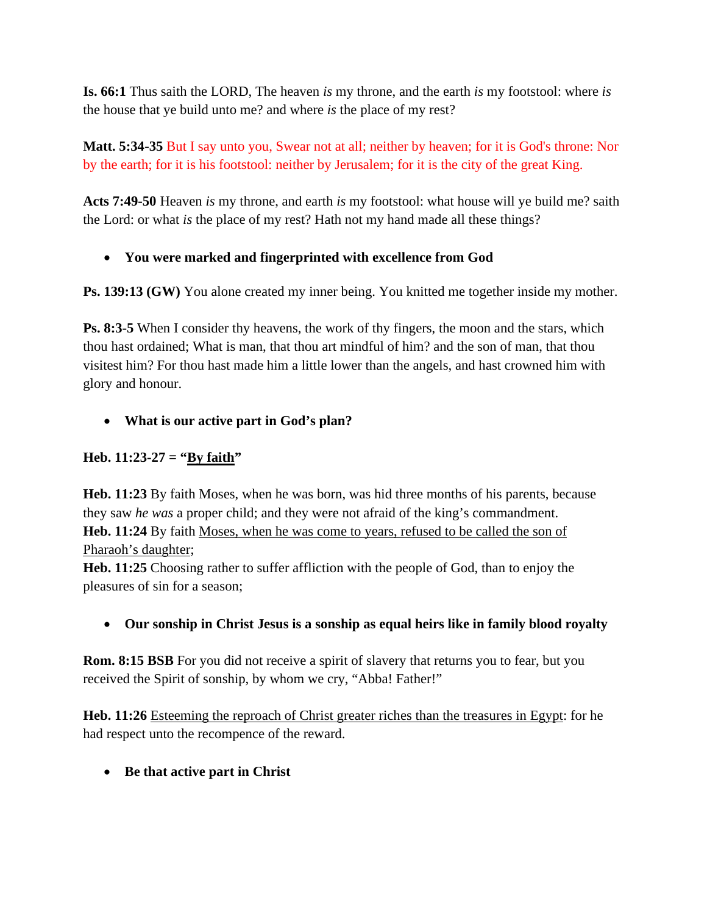**Is. 66:1** Thus saith the LORD, The heaven *is* my throne, and the earth *is* my footstool: where *is* the house that ye build unto me? and where *is* the place of my rest?

**Matt. 5:34-35** But I say unto you, Swear not at all; neither by heaven; for it is God's throne: Nor by the earth; for it is his footstool: neither by Jerusalem; for it is the city of the great King.

**Acts 7:49-50** Heaven *is* my throne, and earth *is* my footstool: what house will ye build me? saith the Lord: or what *is* the place of my rest? Hath not my hand made all these things?

- **You were marked and fingerprinted with excellence from God**

**Ps. 139:13 (GW)** You alone created my inner being. You knitted me together inside my mother.

**Ps. 8:3-5** When I consider thy heavens, the work of thy fingers, the moon and the stars, which thou hast ordained; What is man, that thou art mindful of him? and the son of man, that thou visitest him? For thou hast made him a little lower than the angels, and hast crowned him with glory and honour.

- **What is our active part in God's plan?**

**Heb. 11:23-27 = "<u>By faith</u>"**

**Heb. 11:23** By faith Moses, when he was born, was hid three months of his parents, because they saw *he was* a proper child; and they were not afraid of the king's commandment.
**Heb. 11:24** By faith <u>Moses, when he was come to years, refused to be called the son of Pharaoh's daughter</u>;
**Heb. 11:25** Choosing rather to suffer affliction with the people of God, than to enjoy the pleasures of sin for a season;

- **Our sonship in Christ Jesus is a sonship as equal heirs like in family blood royalty**

**Rom. 8:15 BSB** For you did not receive a spirit of slavery that returns you to fear, but you received the Spirit of sonship, by whom we cry, "Abba! Father!"

**Heb. 11:26** <u>Esteeming the reproach of Christ greater riches than the treasures in Egypt</u>: for he had respect unto the recompence of the reward.

- **Be that active part in Christ**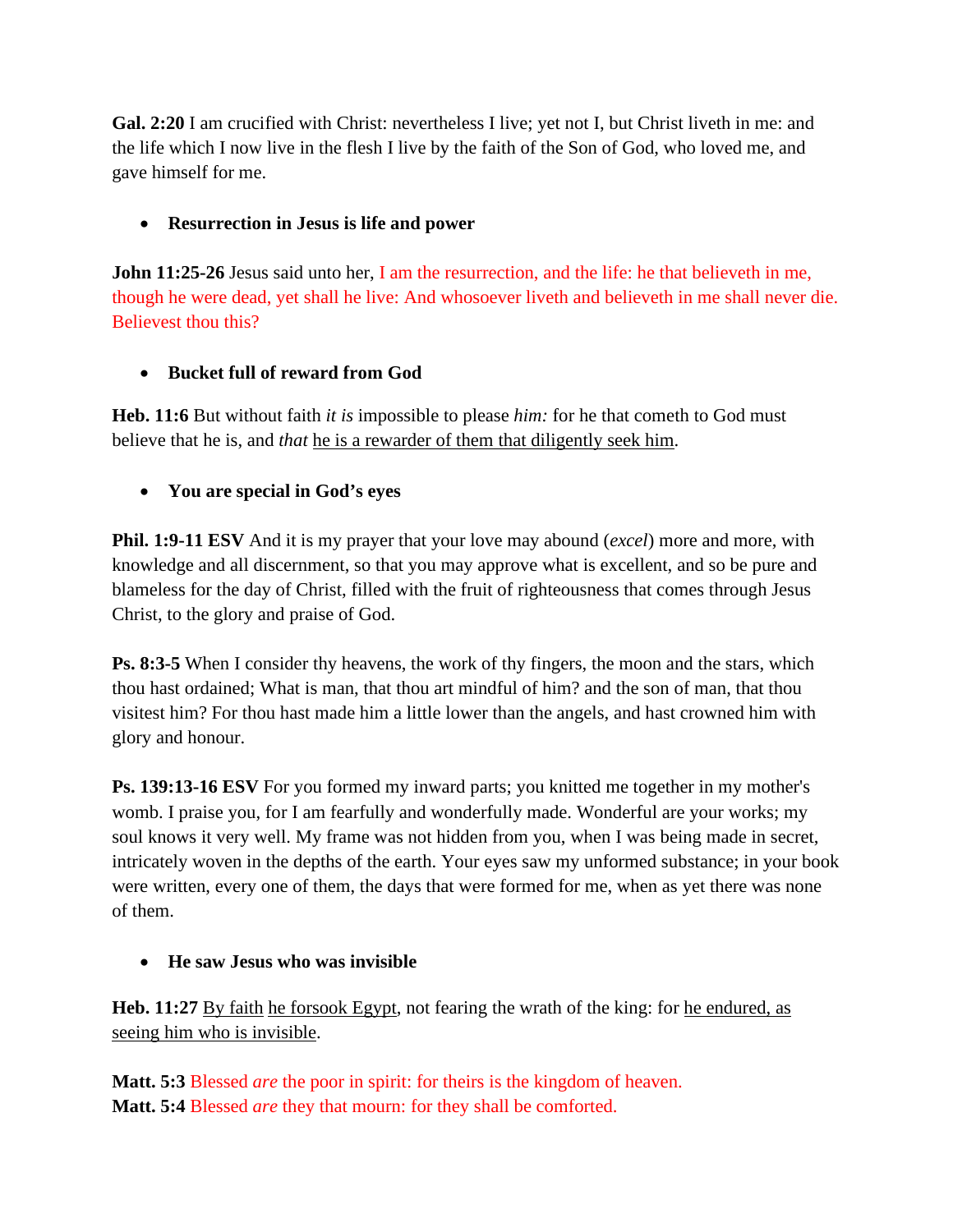**Gal. 2:20** I am crucified with Christ: nevertheless I live; yet not I, but Christ liveth in me: and the life which I now live in the flesh I live by the faith of the Son of God, who loved me, and gave himself for me.

- **Resurrection in Jesus is life and power**

**John 11:25-26** Jesus said unto her, I am the resurrection, and the life: he that believeth in me, though he were dead, yet shall he live: And whosoever liveth and believeth in me shall never die. Believest thou this?

- **Bucket full of reward from God**

**Heb. 11:6** But without faith *it is* impossible to please *him:* for he that cometh to God must believe that he is, and *that* <u>he is a rewarder of them that diligently seek him</u>.

- **You are special in God's eyes**

**Phil. 1:9-11 ESV** And it is my prayer that your love may abound (*excel*) more and more, with knowledge and all discernment, so that you may approve what is excellent, and so be pure and blameless for the day of Christ, filled with the fruit of righteousness that comes through Jesus Christ, to the glory and praise of God.

**Ps. 8:3-5** When I consider thy heavens, the work of thy fingers, the moon and the stars, which thou hast ordained; What is man, that thou art mindful of him? and the son of man, that thou visitest him? For thou hast made him a little lower than the angels, and hast crowned him with glory and honour.

**Ps. 139:13-16 ESV** For you formed my inward parts; you knitted me together in my mother's womb. I praise you, for I am fearfully and wonderfully made. Wonderful are your works; my soul knows it very well. My frame was not hidden from you, when I was being made in secret, intricately woven in the depths of the earth. Your eyes saw my unformed substance; in your book were written, every one of them, the days that were formed for me, when as yet there was none of them.

- **He saw Jesus who was invisible**

**Heb. 11:27** <u>By faith</u> <u>he forsook Egypt</u>, not fearing the wrath of the king: for <u>he endured, as seeing him who is invisible</u>.

**Matt. 5:3** Blessed *are* the poor in spirit: for theirs is the kingdom of heaven.
**Matt. 5:4** Blessed *are* they that mourn: for they shall be comforted.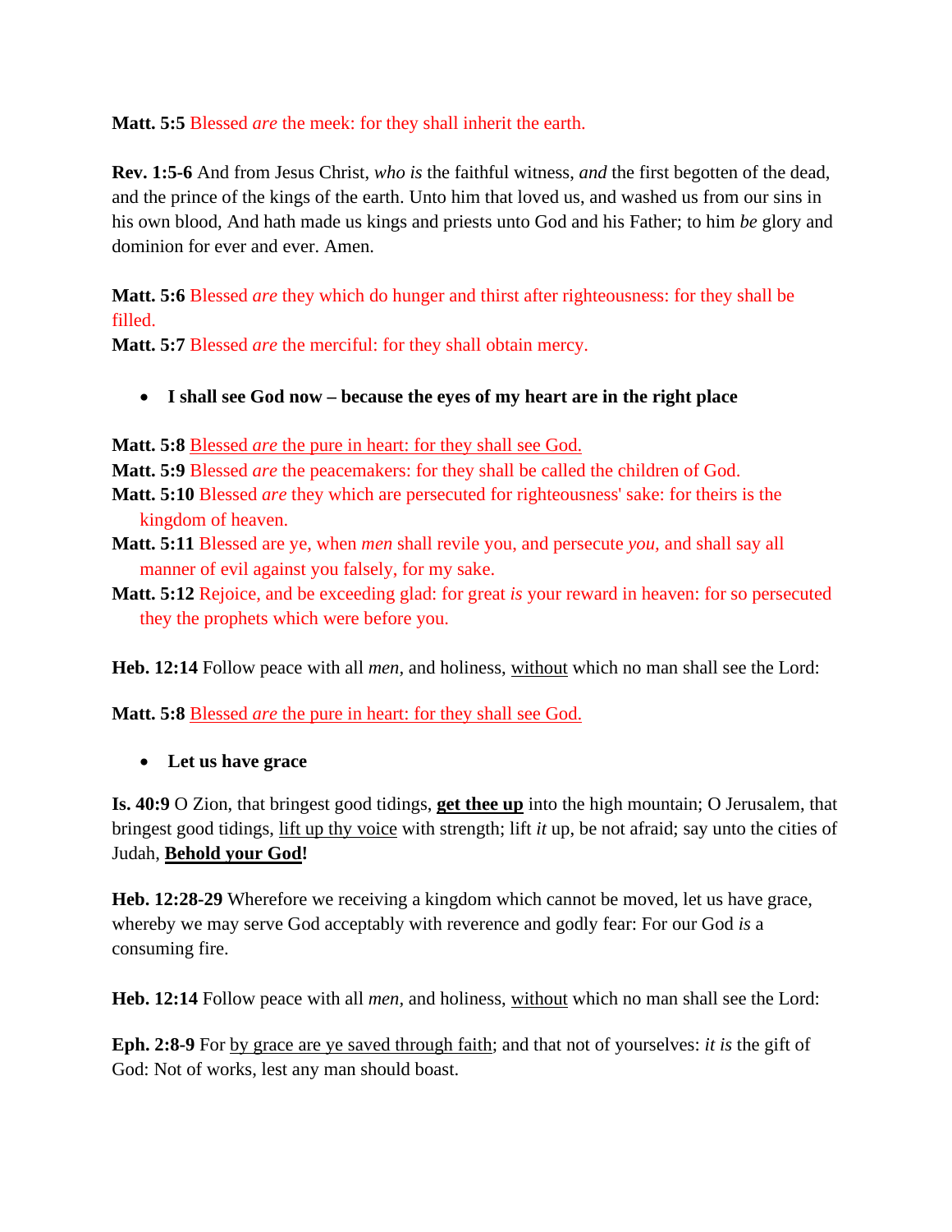**Matt. 5:5** Blessed *are* the meek: for they shall inherit the earth.

**Rev. 1:5-6** And from Jesus Christ, *who is* the faithful witness, *and* the first begotten of the dead, and the prince of the kings of the earth. Unto him that loved us, and washed us from our sins in his own blood, And hath made us kings and priests unto God and his Father; to him *be* glory and dominion for ever and ever. Amen.

**Matt. 5:6** Blessed *are* they which do hunger and thirst after righteousness: for they shall be filled.
**Matt. 5:7** Blessed *are* the merciful: for they shall obtain mercy.

- **I shall see God now – because the eyes of my heart are in the right place**

**Matt. 5:8** <u>Blessed *are* the pure in heart: for they shall see God.</u>
**Matt. 5:9** Blessed *are* the peacemakers: for they shall be called the children of God.
**Matt. 5:10** Blessed *are* they which are persecuted for righteousness' sake: for theirs is the kingdom of heaven.
**Matt. 5:11** Blessed are ye, when *men* shall revile you, and persecute *you,* and shall say all manner of evil against you falsely, for my sake.
**Matt. 5:12** Rejoice, and be exceeding glad: for great *is* your reward in heaven: for so persecuted they the prophets which were before you.

**Heb. 12:14** Follow peace with all *men,* and holiness, <u>without</u> which no man shall see the Lord:

**Matt. 5:8** <u>Blessed *are* the pure in heart: for they shall see God.</u>

- **Let us have grace**

**Is. 40:9** O Zion, that bringest good tidings, <u>**get thee up**</u> into the high mountain; O Jerusalem, that bringest good tidings, <u>lift up thy voice</u> with strength; lift *it* up, be not afraid; say unto the cities of Judah, <u>**Behold your God**</u>**!**

**Heb. 12:28-29** Wherefore we receiving a kingdom which cannot be moved, let us have grace, whereby we may serve God acceptably with reverence and godly fear: For our God *is* a consuming fire.

**Heb. 12:14** Follow peace with all *men,* and holiness, <u>without</u> which no man shall see the Lord:

**Eph. 2:8-9** For <u>by grace are ye saved through faith</u>; and that not of yourselves: *it is* the gift of God: Not of works, lest any man should boast.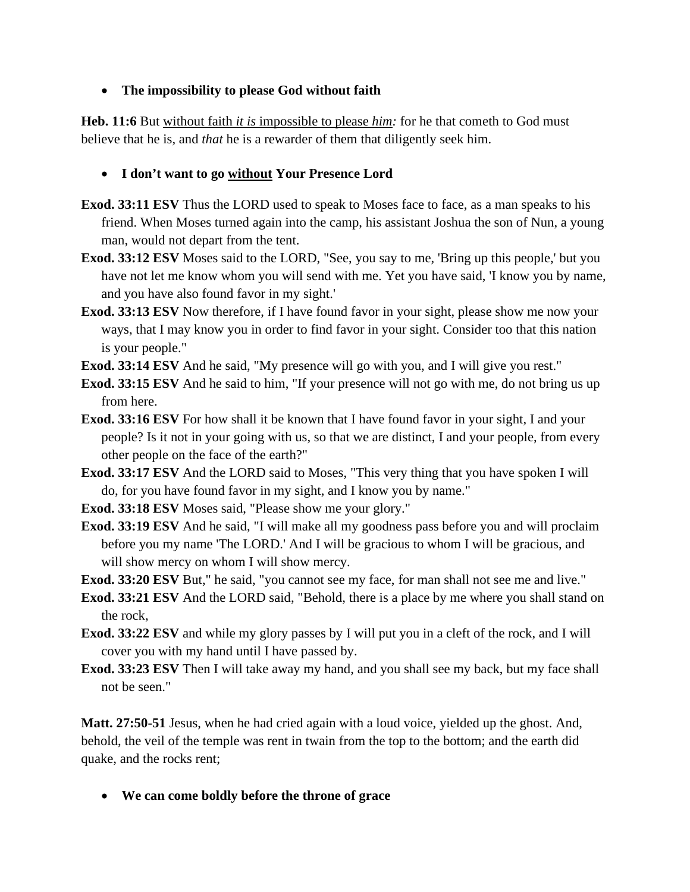- **The impossibility to please God without faith**

**Heb. 11:6** But <u>without faith *it is* impossible to please *him*</u>*:* for he that cometh to God must believe that he is, and *that* he is a rewarder of them that diligently seek him.

- **I don't want to go <u>without</u> Your Presence Lord**

**Exod. 33:11 ESV** Thus the LORD used to speak to Moses face to face, as a man speaks to his friend. When Moses turned again into the camp, his assistant Joshua the son of Nun, a young man, would not depart from the tent.

**Exod. 33:12 ESV** Moses said to the LORD, "See, you say to me, 'Bring up this people,' but you have not let me know whom you will send with me. Yet you have said, 'I know you by name, and you have also found favor in my sight.'

**Exod. 33:13 ESV** Now therefore, if I have found favor in your sight, please show me now your ways, that I may know you in order to find favor in your sight. Consider too that this nation is your people."

**Exod. 33:14 ESV** And he said, "My presence will go with you, and I will give you rest."

**Exod. 33:15 ESV** And he said to him, "If your presence will not go with me, do not bring us up from here.

**Exod. 33:16 ESV** For how shall it be known that I have found favor in your sight, I and your people? Is it not in your going with us, so that we are distinct, I and your people, from every other people on the face of the earth?"

**Exod. 33:17 ESV** And the LORD said to Moses, "This very thing that you have spoken I will do, for you have found favor in my sight, and I know you by name."

**Exod. 33:18 ESV** Moses said, "Please show me your glory."

**Exod. 33:19 ESV** And he said, "I will make all my goodness pass before you and will proclaim before you my name 'The LORD.' And I will be gracious to whom I will be gracious, and will show mercy on whom I will show mercy.

**Exod. 33:20 ESV** But," he said, "you cannot see my face, for man shall not see me and live."

**Exod. 33:21 ESV** And the LORD said, "Behold, there is a place by me where you shall stand on the rock,

**Exod. 33:22 ESV** and while my glory passes by I will put you in a cleft of the rock, and I will cover you with my hand until I have passed by.

**Exod. 33:23 ESV** Then I will take away my hand, and you shall see my back, but my face shall not be seen."

**Matt. 27:50-51** Jesus, when he had cried again with a loud voice, yielded up the ghost. And, behold, the veil of the temple was rent in twain from the top to the bottom; and the earth did quake, and the rocks rent;

- **We can come boldly before the throne of grace**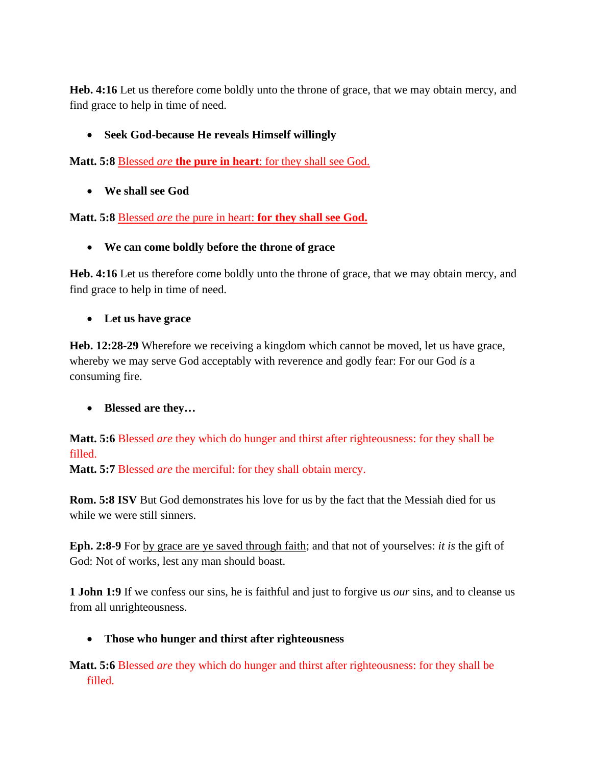**Heb. 4:16** Let us therefore come boldly unto the throne of grace, that we may obtain mercy, and find grace to help in time of need.

- **Seek God-because He reveals Himself willingly**

**Matt. 5:8** Blessed *are* **the pure in heart**: for they shall see God.

- **We shall see God**

**Matt. 5:8** Blessed *are* the pure in heart: **for they shall see God.**

- **We can come boldly before the throne of grace**

**Heb. 4:16** Let us therefore come boldly unto the throne of grace, that we may obtain mercy, and find grace to help in time of need.

- **Let us have grace**

**Heb. 12:28-29** Wherefore we receiving a kingdom which cannot be moved, let us have grace, whereby we may serve God acceptably with reverence and godly fear: For our God *is* a consuming fire.

- **Blessed are they…**

**Matt. 5:6** Blessed *are* they which do hunger and thirst after righteousness: for they shall be filled.
**Matt. 5:7** Blessed *are* the merciful: for they shall obtain mercy.

**Rom. 5:8 ISV** But God demonstrates his love for us by the fact that the Messiah died for us while we were still sinners.

**Eph. 2:8-9** For by grace are ye saved through faith; and that not of yourselves: *it is* the gift of God: Not of works, lest any man should boast.

**1 John 1:9** If we confess our sins, he is faithful and just to forgive us *our* sins, and to cleanse us from all unrighteousness.

- **Those who hunger and thirst after righteousness**

**Matt. 5:6** Blessed *are* they which do hunger and thirst after righteousness: for they shall be filled.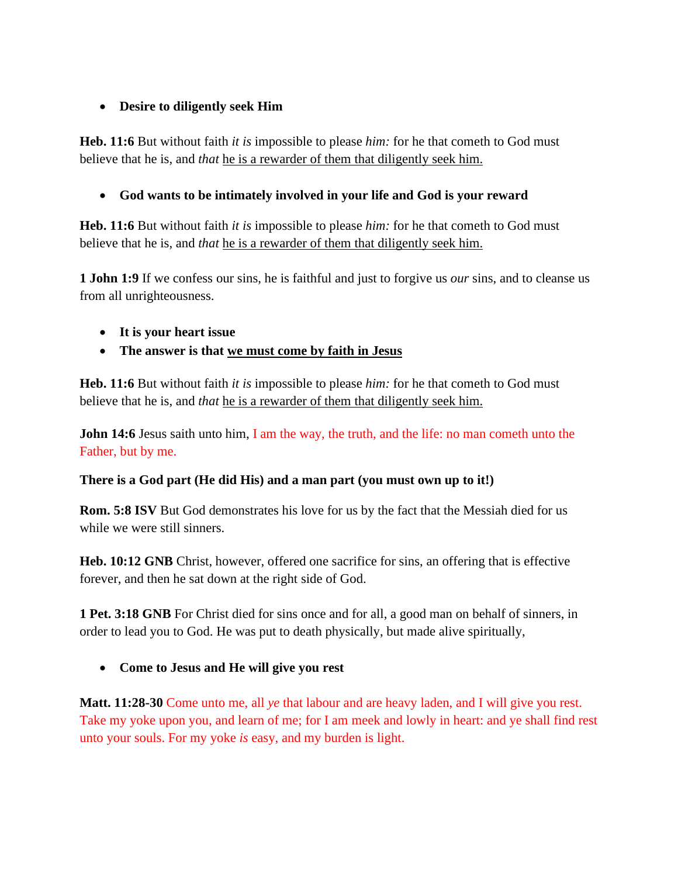- **Desire to diligently seek Him**

**Heb. 11:6** But without faith *it is* impossible to please *him:* for he that cometh to God must believe that he is, and *that* <u>he is a rewarder of them that diligently seek him.</u>

- **God wants to be intimately involved in your life and God is your reward**

**Heb. 11:6** But without faith *it is* impossible to please *him:* for he that cometh to God must believe that he is, and *that* <u>he is a rewarder of them that diligently seek him.</u>

**1 John 1:9** If we confess our sins, he is faithful and just to forgive us *our* sins, and to cleanse us from all unrighteousness.

- **It is your heart issue**
- **The answer is that <u>we must come by faith in Jesus</u>**

**Heb. 11:6** But without faith *it is* impossible to please *him:* for he that cometh to God must believe that he is, and *that* <u>he is a rewarder of them that diligently seek him.</u>

**John 14:6** Jesus saith unto him, I am the way, the truth, and the life: no man cometh unto the Father, but by me.

**There is a God part (He did His) and a man part (you must own up to it!)**

**Rom. 5:8 ISV** But God demonstrates his love for us by the fact that the Messiah died for us while we were still sinners.

**Heb. 10:12 GNB** Christ, however, offered one sacrifice for sins, an offering that is effective forever, and then he sat down at the right side of God.

**1 Pet. 3:18 GNB** For Christ died for sins once and for all, a good man on behalf of sinners, in order to lead you to God. He was put to death physically, but made alive spiritually,

- **Come to Jesus and He will give you rest**

**Matt. 11:28-30** Come unto me, all *ye* that labour and are heavy laden, and I will give you rest. Take my yoke upon you, and learn of me; for I am meek and lowly in heart: and ye shall find rest unto your souls. For my yoke *is* easy, and my burden is light.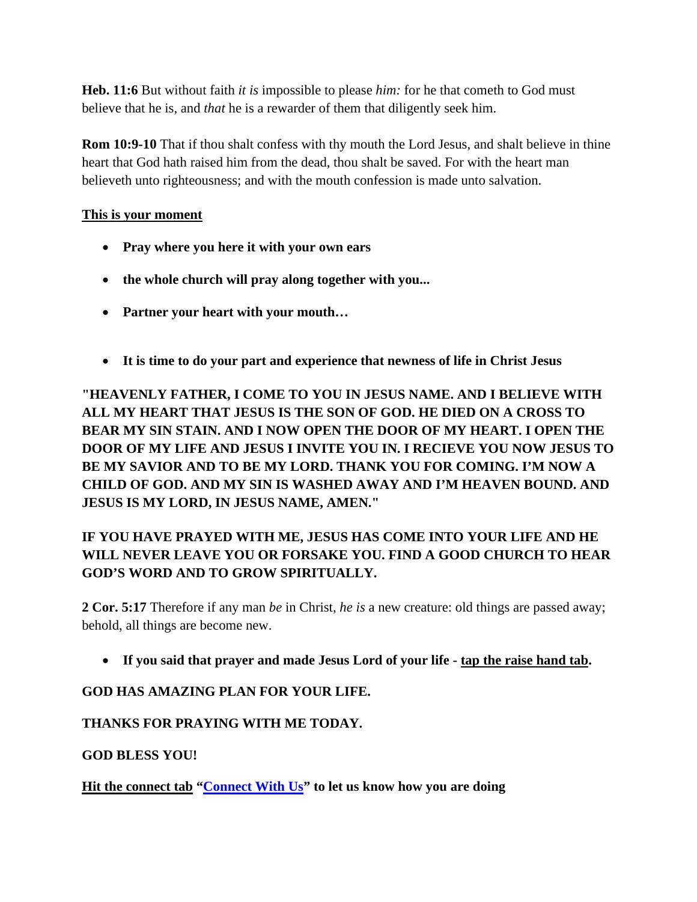**Heb. 11:6** But without faith *it is* impossible to please *him:* for he that cometh to God must believe that he is, and *that* he is a rewarder of them that diligently seek him.

**Rom 10:9-10** That if thou shalt confess with thy mouth the Lord Jesus, and shalt believe in thine heart that God hath raised him from the dead, thou shalt be saved. For with the heart man believeth unto righteousness; and with the mouth confession is made unto salvation.

**<u>This is your moment</u>**

- **Pray where you here it with your own ears**
- **the whole church will pray along together with you...**
- **Partner your heart with your mouth…**
- **It is time to do your part and experience that newness of life in Christ Jesus**

**"HEAVENLY FATHER, I COME TO YOU IN JESUS NAME. AND I BELIEVE WITH ALL MY HEART THAT JESUS IS THE SON OF GOD. HE DIED ON A CROSS TO BEAR MY SIN STAIN. AND I NOW OPEN THE DOOR OF MY HEART. I OPEN THE DOOR OF MY LIFE AND JESUS I INVITE YOU IN. I RECIEVE YOU NOW JESUS TO BE MY SAVIOR AND TO BE MY LORD. THANK YOU FOR COMING. I'M NOW A CHILD OF GOD. AND MY SIN IS WASHED AWAY AND I'M HEAVEN BOUND. AND JESUS IS MY LORD, IN JESUS NAME, AMEN."**

**IF YOU HAVE PRAYED WITH ME, JESUS HAS COME INTO YOUR LIFE AND HE WILL NEVER LEAVE YOU OR FORSAKE YOU. FIND A GOOD CHURCH TO HEAR GOD'S WORD AND TO GROW SPIRITUALLY.**

**2 Cor. 5:17** Therefore if any man *be* in Christ, *he is* a new creature: old things are passed away; behold, all things are become new.

- **If you said that prayer and made Jesus Lord of your life - <u>tap the raise hand tab</u>.**

**GOD HAS AMAZING PLAN FOR YOUR LIFE.**

**THANKS FOR PRAYING WITH ME TODAY.**

**GOD BLESS YOU!**

**<u>Hit the connect tab</u> "<u>Connect With Us</u>" to let us know how you are doing**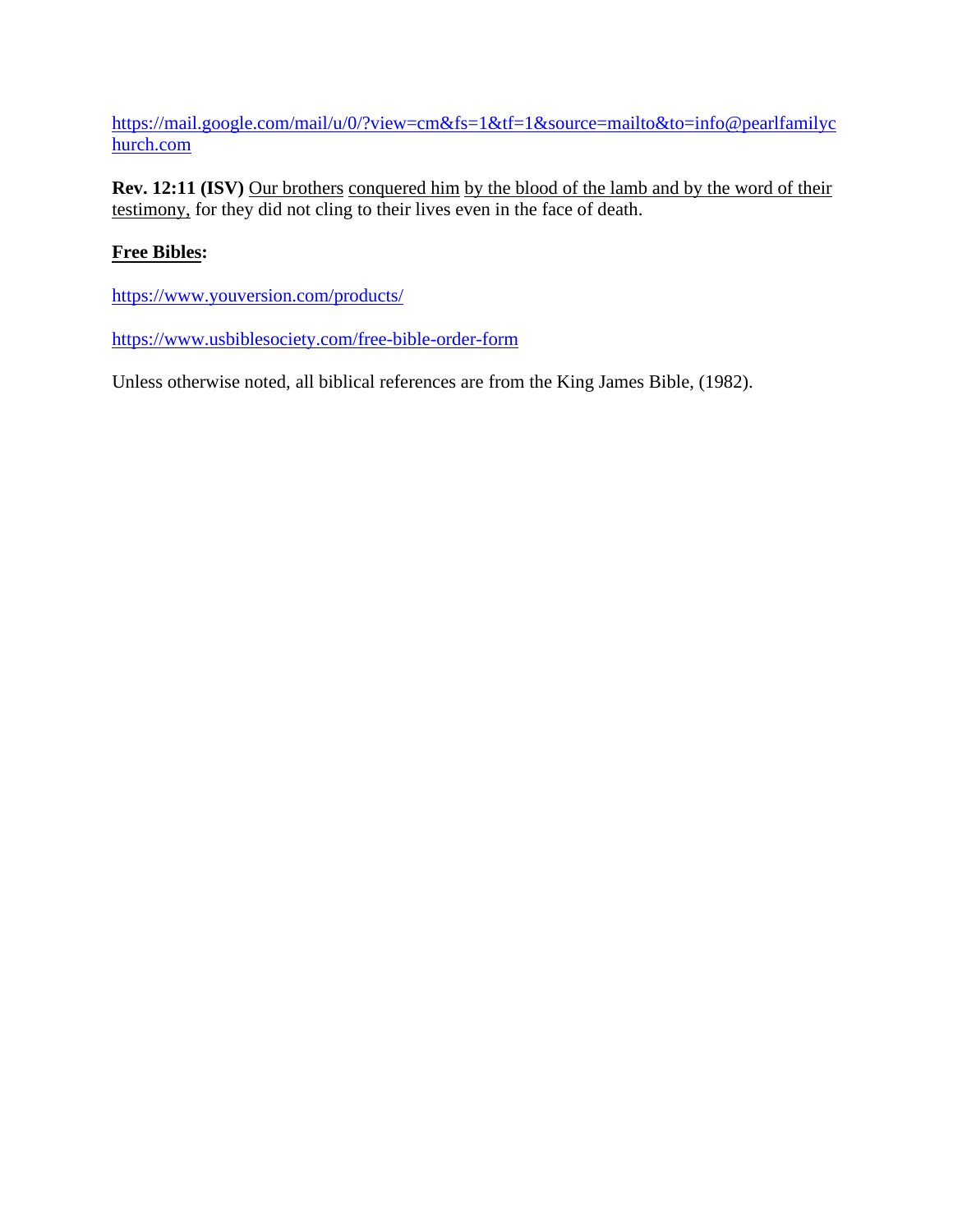https://mail.google.com/mail/u/0/?view=cm&fs=1&tf=1&source=mailto&to=info@pearlfamilychurch.com

**Rev. 12:11 (ISV)** Our brothers conquered him by the blood of the lamb and by the word of their testimony, for they did not cling to their lives even in the face of death.

**Free Bibles:**

https://www.youversion.com/products/

https://www.usbiblesociety.com/free-bible-order-form

Unless otherwise noted, all biblical references are from the King James Bible, (1982).